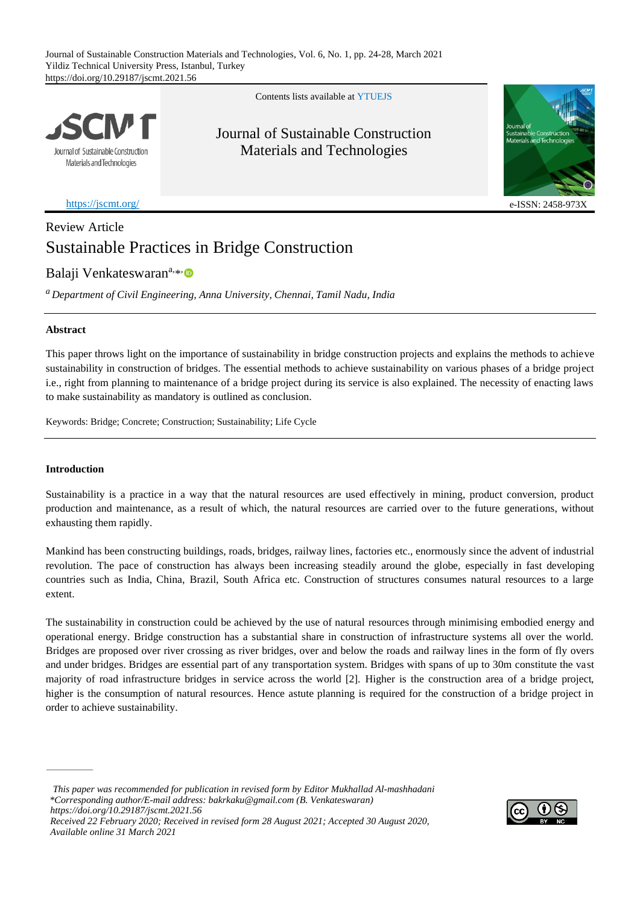Review Article

# Sustainable Practices in Bridge Construction

Balaji Venkateswaran[a,*]

[a] *Department of Civil Engineering, Anna University, Chennai, Tamil Nadu, India*

## Abstract

This paper throws light on the importance of sustainability in bridge construction projects and explains the methods to achieve sustainability in construction of bridges. The essential methods to achieve sustainability on various phases of a bridge project i.e., right from planning to maintenance of a bridge project during its service is also explained. The necessity of enacting laws to make sustainability as mandatory is outlined as conclusion.

Keywords: Bridge; Concrete; Construction; Sustainability; Life Cycle

## Introduction

Sustainability is a practice in a way that the natural resources are used effectively in mining, product conversion, product production and maintenance, as a result of which, the natural resources are carried over to the future generations, without exhausting them rapidly.

Mankind has been constructing buildings, roads, bridges, railway lines, factories etc., enormously since the advent of industrial revolution. The pace of construction has always been increasing steadily around the globe, especially in fast developing countries such as India, China, Brazil, South Africa etc. Construction of structures consumes natural resources to a large extent.

The sustainability in construction could be achieved by the use of natural resources through minimising embodied energy and operational energy. Bridge construction has a substantial share in construction of infrastructure systems all over the world. Bridges are proposed over river crossing as river bridges, over and below the roads and railway lines in the form of fly overs and under bridges. Bridges are essential part of any transportation system. Bridges with spans of up to 30m constitute the vast majority of road infrastructure bridges in service across the world [2]. Higher is the construction area of a bridge project, higher is the consumption of natural resources. Hence astute planning is required for the construction of a bridge project in order to achieve sustainability.

---

*This paper was recommended for publication in revised form by Editor Mukhallad Al-mashhadani*
*\*Corresponding author/E-mail address: bakrkaku@gmail.com (B. Venkateswaran)*
*https://doi.org/10.29187/jscmt.2021.56*
*Received 22 February 2020; Received in revised form 28 August 2021; Accepted 30 August 2020, Available online 31 March 2021*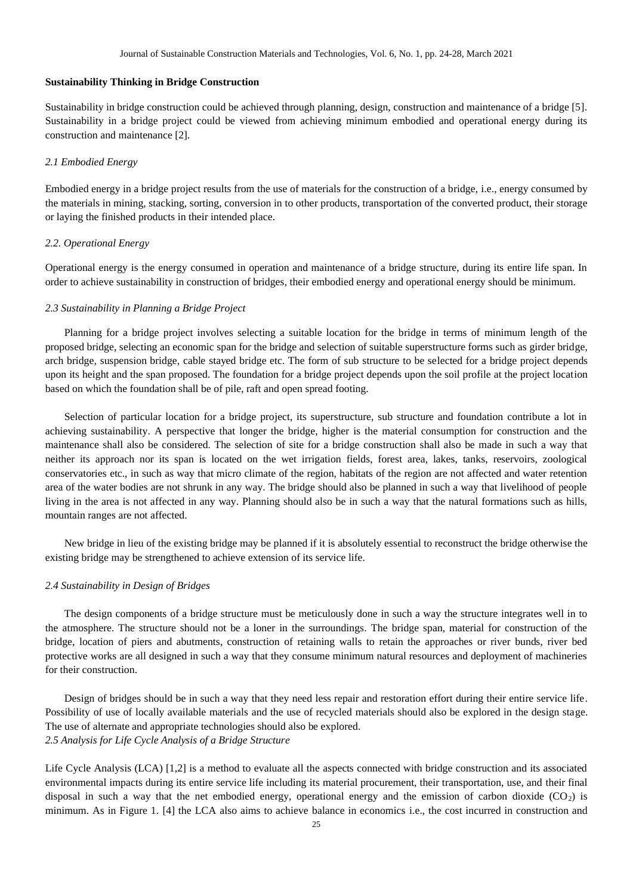## Sustainability Thinking in Bridge Construction

Sustainability in bridge construction could be achieved through planning, design, construction and maintenance of a bridge [5]. Sustainability in a bridge project could be viewed from achieving minimum embodied and operational energy during its construction and maintenance [2].

### *2.1 Embodied Energy*

Embodied energy in a bridge project results from the use of materials for the construction of a bridge, i.e., energy consumed by the materials in mining, stacking, sorting, conversion in to other products, transportation of the converted product, their storage or laying the finished products in their intended place.

### *2.2. Operational Energy*

Operational energy is the energy consumed in operation and maintenance of a bridge structure, during its entire life span. In order to achieve sustainability in construction of bridges, their embodied energy and operational energy should be minimum.

### *2.3 Sustainability in Planning a Bridge Project*

Planning for a bridge project involves selecting a suitable location for the bridge in terms of minimum length of the proposed bridge, selecting an economic span for the bridge and selection of suitable superstructure forms such as girder bridge, arch bridge, suspension bridge, cable stayed bridge etc. The form of sub structure to be selected for a bridge project depends upon its height and the span proposed. The foundation for a bridge project depends upon the soil profile at the project location based on which the foundation shall be of pile, raft and open spread footing.

Selection of particular location for a bridge project, its superstructure, sub structure and foundation contribute a lot in achieving sustainability. A perspective that longer the bridge, higher is the material consumption for construction and the maintenance shall also be considered. The selection of site for a bridge construction shall also be made in such a way that neither its approach nor its span is located on the wet irrigation fields, forest area, lakes, tanks, reservoirs, zoological conservatories etc., in such as way that micro climate of the region, habitats of the region are not affected and water retention area of the water bodies are not shrunk in any way. The bridge should also be planned in such a way that livelihood of people living in the area is not affected in any way. Planning should also be in such a way that the natural formations such as hills, mountain ranges are not affected.

New bridge in lieu of the existing bridge may be planned if it is absolutely essential to reconstruct the bridge otherwise the existing bridge may be strengthened to achieve extension of its service life.

### *2.4 Sustainability in Design of Bridges*

The design components of a bridge structure must be meticulously done in such a way the structure integrates well in to the atmosphere. The structure should not be a loner in the surroundings. The bridge span, material for construction of the bridge, location of piers and abutments, construction of retaining walls to retain the approaches or river bunds, river bed protective works are all designed in such a way that they consume minimum natural resources and deployment of machineries for their construction.

Design of bridges should be in such a way that they need less repair and restoration effort during their entire service life. Possibility of use of locally available materials and the use of recycled materials should also be explored in the design stage. The use of alternate and appropriate technologies should also be explored.

### *2.5 Analysis for Life Cycle Analysis of a Bridge Structure*

Life Cycle Analysis (LCA) [1,2] is a method to evaluate all the aspects connected with bridge construction and its associated environmental impacts during its entire service life including its material procurement, their transportation, use, and their final disposal in such a way that the net embodied energy, operational energy and the emission of carbon dioxide ($CO_2$) is minimum. As in Figure 1. [4] the LCA also aims to achieve balance in economics i.e., the cost incurred in construction and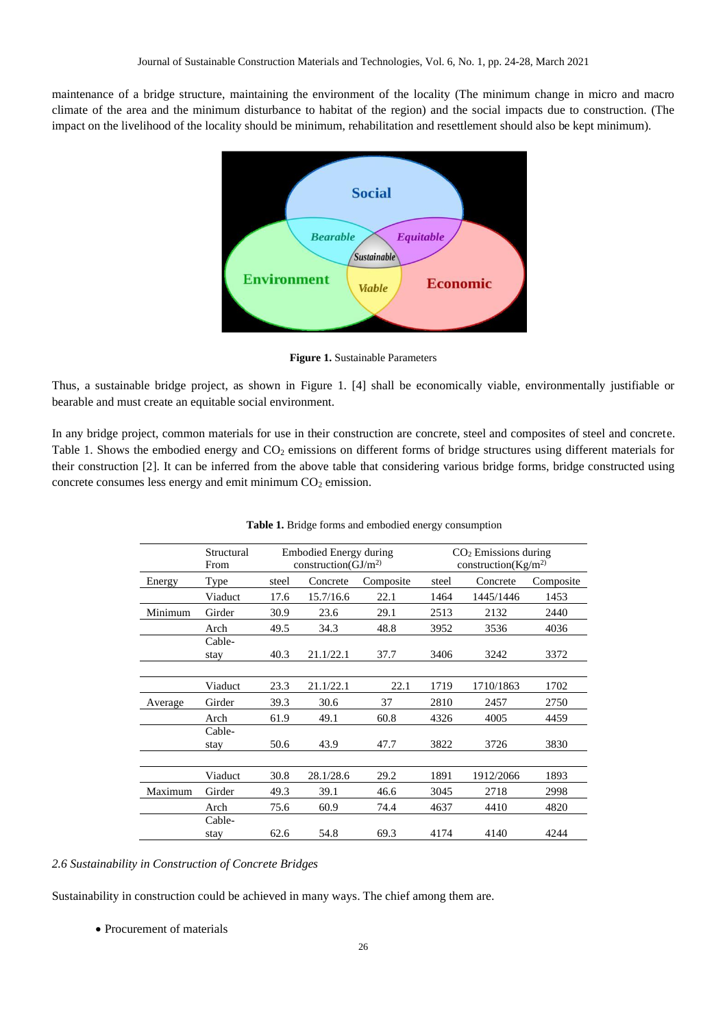maintenance of a bridge structure, maintaining the environment of the locality (The minimum change in micro and macro climate of the area and the minimum disturbance to habitat of the region) and the social impacts due to construction. (The impact on the livelihood of the locality should be minimum, rehabilitation and resettlement should also be kept minimum).

**Figure 1.** Sustainable Parameters

Thus, a sustainable bridge project, as shown in Figure 1. [4] shall be economically viable, environmentally justifiable or bearable and must create an equitable social environment.

In any bridge project, common materials for use in their construction are concrete, steel and composites of steel and concrete. Table 1. Shows the embodied energy and $CO_2$ emissions on different forms of bridge structures using different materials for their construction [2]. It can be inferred from the above table that considering various bridge forms, bridge constructed using concrete consumes less energy and emit minimum $CO_2$ emission.

**Table 1.** Bridge forms and embodied energy consumption

| | Structural From | Embodied Energy during construction(GJ/m[2)] | | | $CO_2$ Emissions during construction(Kg/m[2)] | | |
|---|---|---|---|---|---|---|---|
| Energy | Type | steel | Concrete | Composite | steel | Concrete | Composite |
| | Viaduct | 17.6 | 15.7/16.6 | 22.1 | 1464 | 1445/1446 | 1453 |
| Minimum | Girder | 30.9 | 23.6 | 29.1 | 2513 | 2132 | 2440 |
| | Arch | 49.5 | 34.3 | 48.8 | 3952 | 3536 | 4036 |
| | Cable-stay | 40.3 | 21.1/22.1 | 37.7 | 3406 | 3242 | 3372 |
| | Viaduct | 23.3 | 21.1/22.1 | 22.1 | 1719 | 1710/1863 | 1702 |
| Average | Girder | 39.3 | 30.6 | 37 | 2810 | 2457 | 2750 |
| | Arch | 61.9 | 49.1 | 60.8 | 4326 | 4005 | 4459 |
| | Cable-stay | 50.6 | 43.9 | 47.7 | 3822 | 3726 | 3830 |
| | Viaduct | 30.8 | 28.1/28.6 | 29.2 | 1891 | 1912/2066 | 1893 |
| Maximum | Girder | 49.3 | 39.1 | 46.6 | 3045 | 2718 | 2998 |
| | Arch | 75.6 | 60.9 | 74.4 | 4637 | 4410 | 4820 |
| | Cable-stay | 62.6 | 54.8 | 69.3 | 4174 | 4140 | 4244 |

### *2.6 Sustainability in Construction of Concrete Bridges*

Sustainability in construction could be achieved in many ways. The chief among them are.

- Procurement of materials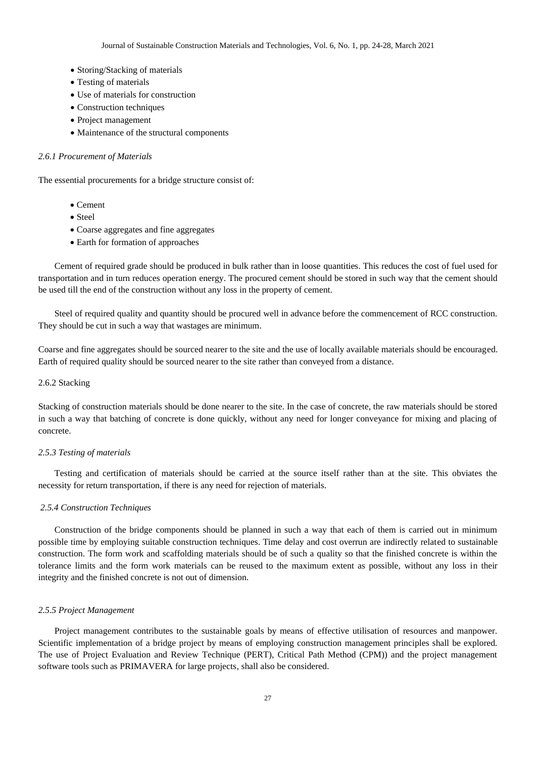- Storing/Stacking of materials
- Testing of materials
- Use of materials for construction
- Construction techniques
- Project management
- Maintenance of the structural components

### *2.6.1 Procurement of Materials*

The essential procurements for a bridge structure consist of:

- Cement
- Steel
- Coarse aggregates and fine aggregates
- Earth for formation of approaches

Cement of required grade should be produced in bulk rather than in loose quantities. This reduces the cost of fuel used for transportation and in turn reduces operation energy. The procured cement should be stored in such way that the cement should be used till the end of the construction without any loss in the property of cement.

Steel of required quality and quantity should be procured well in advance before the commencement of RCC construction. They should be cut in such a way that wastages are minimum.

Coarse and fine aggregates should be sourced nearer to the site and the use of locally available materials should be encouraged. Earth of required quality should be sourced nearer to the site rather than conveyed from a distance.

### 2.6.2 Stacking

Stacking of construction materials should be done nearer to the site. In the case of concrete, the raw materials should be stored in such a way that batching of concrete is done quickly, without any need for longer conveyance for mixing and placing of concrete.

### *2.5.3 Testing of materials*

Testing and certification of materials should be carried at the source itself rather than at the site. This obviates the necessity for return transportation, if there is any need for rejection of materials.

### *2.5.4 Construction Techniques*

Construction of the bridge components should be planned in such a way that each of them is carried out in minimum possible time by employing suitable construction techniques. Time delay and cost overrun are indirectly related to sustainable construction. The form work and scaffolding materials should be of such a quality so that the finished concrete is within the tolerance limits and the form work materials can be reused to the maximum extent as possible, without any loss in their integrity and the finished concrete is not out of dimension.

### *2.5.5 Project Management*

Project management contributes to the sustainable goals by means of effective utilisation of resources and manpower. Scientific implementation of a bridge project by means of employing construction management principles shall be explored. The use of Project Evaluation and Review Technique (PERT), Critical Path Method (CPM)) and the project management software tools such as PRIMAVERA for large projects, shall also be considered.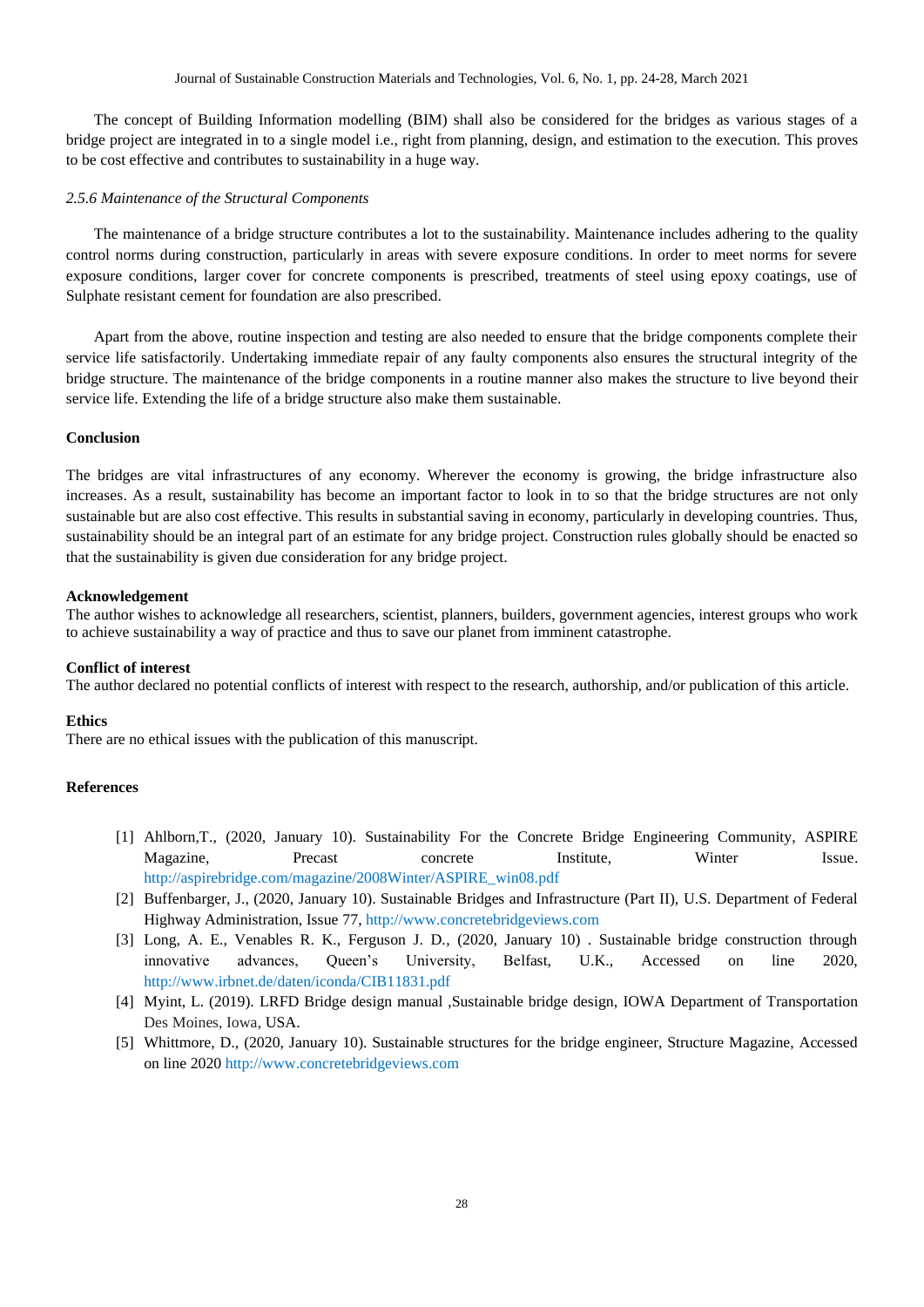The concept of Building Information modelling (BIM) shall also be considered for the bridges as various stages of a bridge project are integrated in to a single model i.e., right from planning, design, and estimation to the execution. This proves to be cost effective and contributes to sustainability in a huge way.

### *2.5.6 Maintenance of the Structural Components*

The maintenance of a bridge structure contributes a lot to the sustainability. Maintenance includes adhering to the quality control norms during construction, particularly in areas with severe exposure conditions. In order to meet norms for severe exposure conditions, larger cover for concrete components is prescribed, treatments of steel using epoxy coatings, use of Sulphate resistant cement for foundation are also prescribed.

Apart from the above, routine inspection and testing are also needed to ensure that the bridge components complete their service life satisfactorily. Undertaking immediate repair of any faulty components also ensures the structural integrity of the bridge structure. The maintenance of the bridge components in a routine manner also makes the structure to live beyond their service life. Extending the life of a bridge structure also make them sustainable.

## Conclusion

The bridges are vital infrastructures of any economy. Wherever the economy is growing, the bridge infrastructure also increases. As a result, sustainability has become an important factor to look in to so that the bridge structures are not only sustainable but are also cost effective. This results in substantial saving in economy, particularly in developing countries. Thus, sustainability should be an integral part of an estimate for any bridge project. Construction rules globally should be enacted so that the sustainability is given due consideration for any bridge project.

## Acknowledgement

The author wishes to acknowledge all researchers, scientist, planners, builders, government agencies, interest groups who work to achieve sustainability a way of practice and thus to save our planet from imminent catastrophe.

## Conflict of interest

The author declared no potential conflicts of interest with respect to the research, authorship, and/or publication of this article.

## Ethics

There are no ethical issues with the publication of this manuscript.

## References

[1] Ahlborn,T., (2020, January 10). Sustainability For the Concrete Bridge Engineering Community, ASPIRE Magazine, Precast concrete Institute, Winter Issue. http://aspirebridge.com/magazine/2008Winter/ASPIRE_win08.pdf

[2] Buffenbarger, J., (2020, January 10). Sustainable Bridges and Infrastructure (Part II), U.S. Department of Federal Highway Administration, Issue 77, http://www.concretebridgeviews.com

[3] Long, A. E., Venables R. K., Ferguson J. D., (2020, January 10) . Sustainable bridge construction through innovative advances, Queen's University, Belfast, U.K., Accessed on line 2020, http://www.irbnet.de/daten/iconda/CIB11831.pdf

[4] Myint, L. (2019). LRFD Bridge design manual ,Sustainable bridge design, IOWA Department of Transportation Des Moines, Iowa, USA.

[5] Whittmore, D., (2020, January 10). Sustainable structures for the bridge engineer, Structure Magazine, Accessed on line 2020 http://www.concretebridgeviews.com